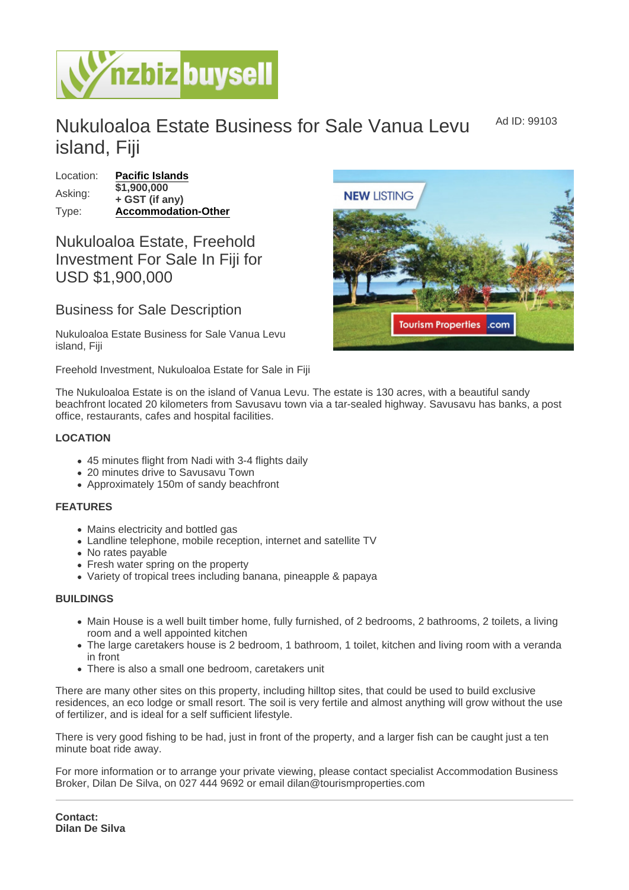# Nukuloaloa Estate Business for Sale Vanua Levu island, Fiji

Ad ID: 99103

Location: **Pacific Islands**
Asking: **$1,900,000 + GST (if any)**
Type: **Accommodation-Other**

## Nukuloaloa Estate, Freehold Investment For Sale In Fiji for USD $1,900,000

## Business for Sale Description

Nukuloaloa Estate Business for Sale Vanua Levu island, Fiji

Freehold Investment, Nukuloaloa Estate for Sale in Fiji

The Nukuloaloa Estate is on the island of Vanua Levu. The estate is 130 acres, with a beautiful sandy beachfront located 20 kilometers from Savusavu town via a tar-sealed highway. Savusavu has banks, a post office, restaurants, cafes and hospital facilities.

#### LOCATION

- 45 minutes flight from Nadi with 3-4 flights daily
- 20 minutes drive to Savusavu Town
- Approximately 150m of sandy beachfront

#### FEATURES

- Mains electricity and bottled gas
- Landline telephone, mobile reception, internet and satellite TV
- No rates payable
- Fresh water spring on the property
- Variety of tropical trees including banana, pineapple & papaya

#### BUILDINGS

- Main House is a well built timber home, fully furnished, of 2 bedrooms, 2 bathrooms, 2 toilets, a living room and a well appointed kitchen
- The large caretakers house is 2 bedroom, 1 bathroom, 1 toilet, kitchen and living room with a veranda in front
- There is also a small one bedroom, caretakers unit

There are many other sites on this property, including hilltop sites, that could be used to build exclusive residences, an eco lodge or small resort. The soil is very fertile and almost anything will grow without the use of fertilizer, and is ideal for a self sufficient lifestyle.

There is very good fishing to be had, just in front of the property, and a larger fish can be caught just a ten minute boat ride away.

For more information or to arrange your private viewing, please contact specialist Accommodation Business Broker, Dilan De Silva, on 027 444 9692 or email dilan@tourismproperties.com

---

**Contact:**
**Dilan De Silva**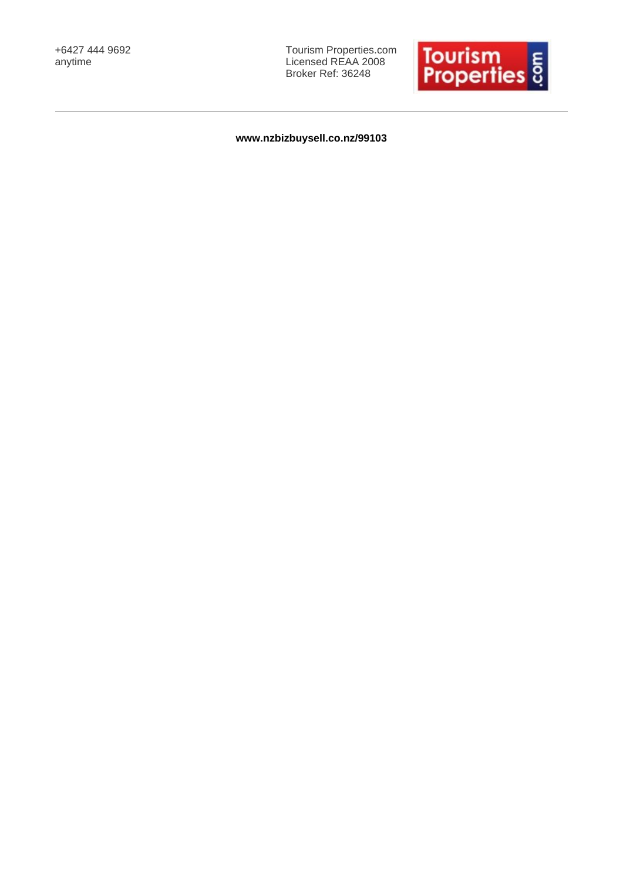**www.nzbizbuysell.co.nz/99103**